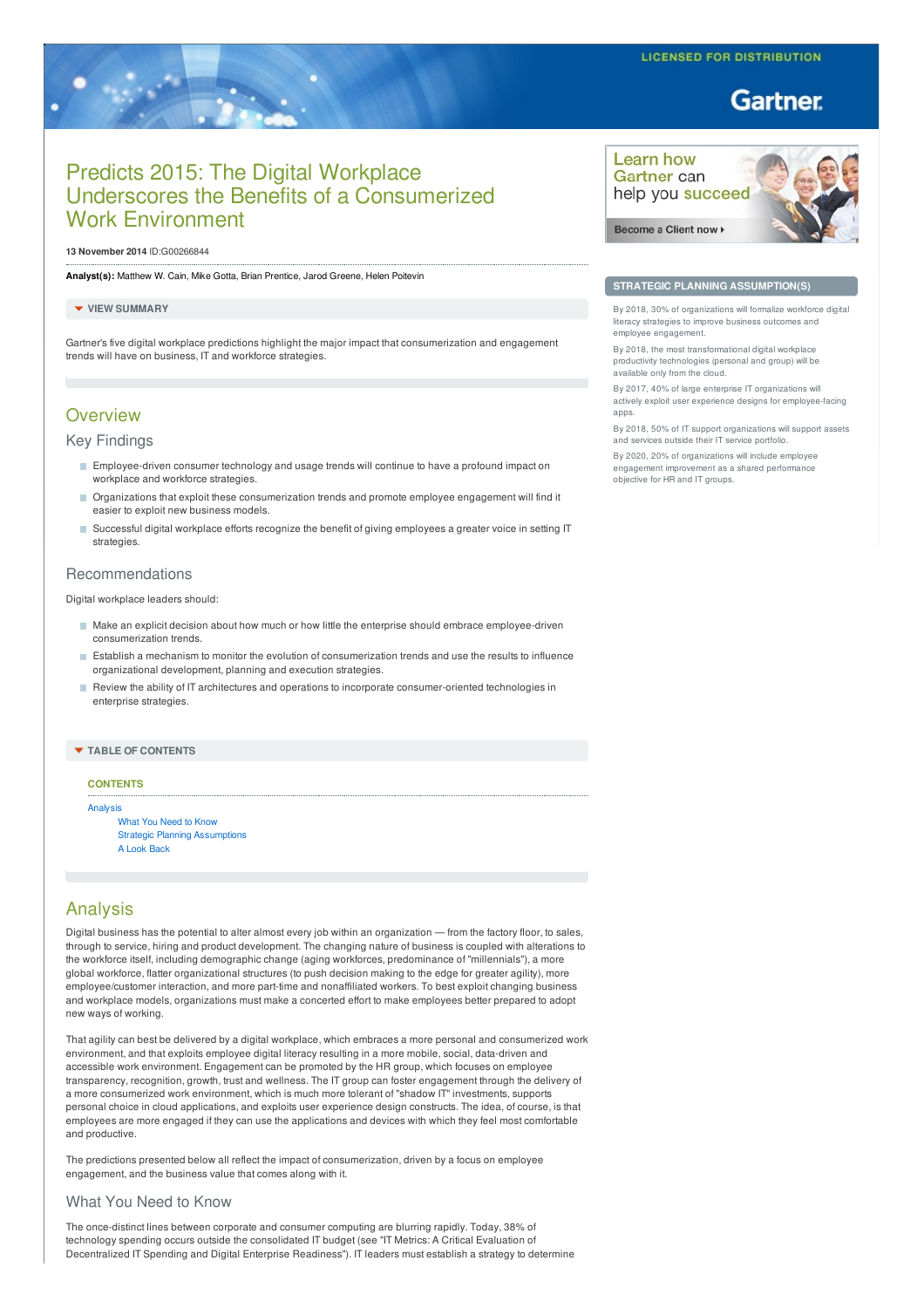LICENSED FOR DISTRIBUTION

# Predicts 2015: The Digital Workplace Underscores the Benefits of a Consumerized Work Environment

**13 November 2014** ID:G00266844

**Analyst(s):** Matthew W. Cain, Mike Gotta, Brian Prentice, Jarod Greene, Helen Poitevin

**VIEW SUMMARY**

Gartner's five digital workplace predictions highlight the major impact that consumerization and engagement trends will have on business, IT and workforce strategies.

## Overview

### Key Findings

- Employee-driven consumer technology and usage trends will continue to have a profound impact on workplace and workforce strategies.
- Organizations that exploit these consumerization trends and promote employee engagement will find it easier to exploit new business models.
- Successful digital workplace efforts recognize the benefit of giving employees a greater voice in setting IT strategies.

### Recommendations

Digital workplace leaders should:

- Make an explicit decision about how much or how little the enterprise should embrace employee-driven consumerization trends.
- Establish a mechanism to monitor the evolution of consumerization trends and use the results to influence organizational development, planning and execution strategies.
- Review the ability of IT architectures and operations to incorporate consumer-oriented technologies in enterprise strategies.

**STRATEGIC PLANNING ASSUMPTION(S)**

By 2018, 30% of organizations will formalize workforce digital literacy strategies to improve business outcomes and employee engagement.

By 2018, the most transformational digital workplace productivity technologies (personal and group) will be available only from the cloud.

By 2017, 40% of large enterprise IT organizations will actively exploit user experience designs for employee-facing apps.

By 2018, 50% of IT support organizations will support assets and services outside their IT service portfolio.

By 2020, 20% of organizations will include employee engagement improvement as a shared performance objective for HR and IT groups.

**TABLE OF CONTENTS**

**CONTENTS**

- Analysis
  - What You Need to Know
  - Strategic Planning Assumptions
  - A Look Back

## Analysis

Digital business has the potential to alter almost every job within an organization — from the factory floor, to sales, through to service, hiring and product development. The changing nature of business is coupled with alterations to the workforce itself, including demographic change (aging workforces, predominance of "millennials"), a more global workforce, flatter organizational structures (to push decision making to the edge for greater agility), more employee/customer interaction, and more part-time and nonaffiliated workers. To best exploit changing business and workplace models, organizations must make a concerted effort to make employees better prepared to adopt new ways of working.

That agility can best be delivered by a digital workplace, which embraces a more personal and consumerized work environment, and that exploits employee digital literacy resulting in a more mobile, social, data-driven and accessible work environment. Engagement can be promoted by the HR group, which focuses on employee transparency, recognition, growth, trust and wellness. The IT group can foster engagement through the delivery of a more consumerized work environment, which is much more tolerant of "shadow IT" investments, supports personal choice in cloud applications, and exploits user experience design constructs. The idea, of course, is that employees are more engaged if they can use the applications and devices with which they feel most comfortable and productive.

The predictions presented below all reflect the impact of consumerization, driven by a focus on employee engagement, and the business value that comes along with it.

### What You Need to Know

The once-distinct lines between corporate and consumer computing are blurring rapidly. Today, 38% of technology spending occurs outside the consolidated IT budget (see "IT Metrics: A Critical Evaluation of Decentralized IT Spending and Digital Enterprise Readiness"). IT leaders must establish a strategy to determine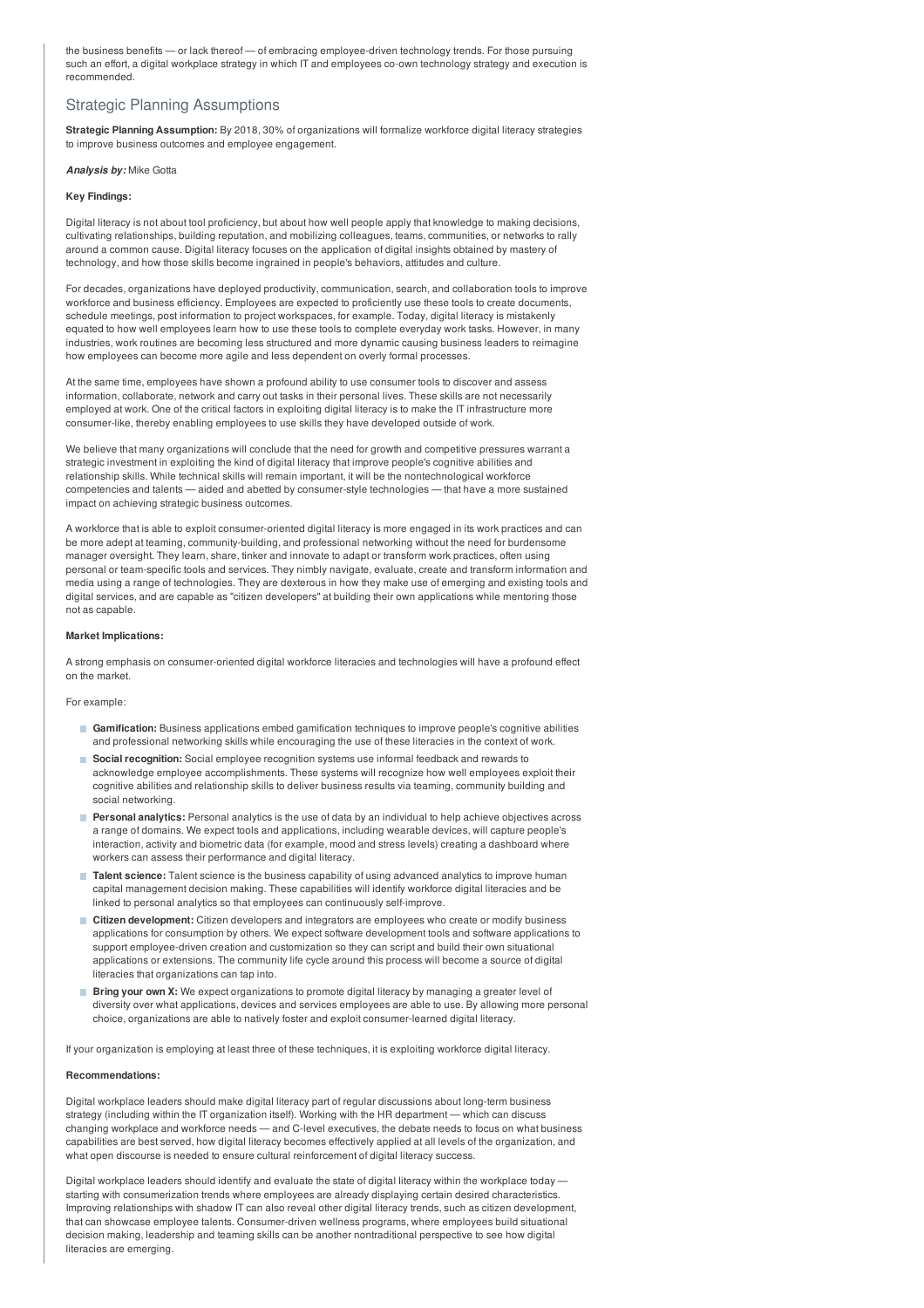the business benefits — or lack thereof — of embracing employee-driven technology trends. For those pursuing such an effort, a digital workplace strategy in which IT and employees co-own technology strategy and execution is recommended.

## Strategic Planning Assumptions

**Strategic Planning Assumption:** By 2018, 30% of organizations will formalize workforce digital literacy strategies to improve business outcomes and employee engagement.

***Analysis by:*** Mike Gotta

**Key Findings:**

Digital literacy is not about tool proficiency, but about how well people apply that knowledge to making decisions, cultivating relationships, building reputation, and mobilizing colleagues, teams, communities, or networks to rally around a common cause. Digital literacy focuses on the application of digital insights obtained by mastery of technology, and how those skills become ingrained in people's behaviors, attitudes and culture.

For decades, organizations have deployed productivity, communication, search, and collaboration tools to improve workforce and business efficiency. Employees are expected to proficiently use these tools to create documents, schedule meetings, post information to project workspaces, for example. Today, digital literacy is mistakenly equated to how well employees learn how to use these tools to complete everyday work tasks. However, in many industries, work routines are becoming less structured and more dynamic causing business leaders to reimagine how employees can become more agile and less dependent on overly formal processes.

At the same time, employees have shown a profound ability to use consumer tools to discover and assess information, collaborate, network and carry out tasks in their personal lives. These skills are not necessarily employed at work. One of the critical factors in exploiting digital literacy is to make the IT infrastructure more consumer-like, thereby enabling employees to use skills they have developed outside of work.

We believe that many organizations will conclude that the need for growth and competitive pressures warrant a strategic investment in exploiting the kind of digital literacy that improve people's cognitive abilities and relationship skills. While technical skills will remain important, it will be the nontechnological workforce competencies and talents — aided and abetted by consumer-style technologies — that have a more sustained impact on achieving strategic business outcomes.

A workforce that is able to exploit consumer-oriented digital literacy is more engaged in its work practices and can be more adept at teaming, community-building, and professional networking without the need for burdensome manager oversight. They learn, share, tinker and innovate to adapt or transform work practices, often using personal or team-specific tools and services. They nimbly navigate, evaluate, create and transform information and media using a range of technologies. They are dexterous in how they make use of emerging and existing tools and digital services, and are capable as "citizen developers" at building their own applications while mentoring those not as capable.

**Market Implications:**

A strong emphasis on consumer-oriented digital workforce literacies and technologies will have a profound effect on the market.

For example:

- **Gamification:** Business applications embed gamification techniques to improve people's cognitive abilities and professional networking skills while encouraging the use of these literacies in the context of work.
- **Social recognition:** Social employee recognition systems use informal feedback and rewards to acknowledge employee accomplishments. These systems will recognize how well employees exploit their cognitive abilities and relationship skills to deliver business results via teaming, community building and social networking.
- **Personal analytics:** Personal analytics is the use of data by an individual to help achieve objectives across a range of domains. We expect tools and applications, including wearable devices, will capture people's interaction, activity and biometric data (for example, mood and stress levels) creating a dashboard where workers can assess their performance and digital literacy.
- **Talent science:** Talent science is the business capability of using advanced analytics to improve human capital management decision making. These capabilities will identify workforce digital literacies and be linked to personal analytics so that employees can continuously self-improve.
- **Citizen development:** Citizen developers and integrators are employees who create or modify business applications for consumption by others. We expect software development tools and software applications to support employee-driven creation and customization so they can script and build their own situational applications or extensions. The community life cycle around this process will become a source of digital literacies that organizations can tap into.
- **Bring your own X:** We expect organizations to promote digital literacy by managing a greater level of diversity over what applications, devices and services employees are able to use. By allowing more personal choice, organizations are able to natively foster and exploit consumer-learned digital literacy.

If your organization is employing at least three of these techniques, it is exploiting workforce digital literacy.

**Recommendations:**

Digital workplace leaders should make digital literacy part of regular discussions about long-term business strategy (including within the IT organization itself). Working with the HR department — which can discuss changing workplace and workforce needs — and C-level executives, the debate needs to focus on what business capabilities are best served, how digital literacy becomes effectively applied at all levels of the organization, and what open discourse is needed to ensure cultural reinforcement of digital literacy success.

Digital workplace leaders should identify and evaluate the state of digital literacy within the workplace today — starting with consumerization trends where employees are already displaying certain desired characteristics. Improving relationships with shadow IT can also reveal other digital literacy trends, such as citizen development, that can showcase employee talents. Consumer-driven wellness programs, where employees build situational decision making, leadership and teaming skills can be another nontraditional perspective to see how digital literacies are emerging.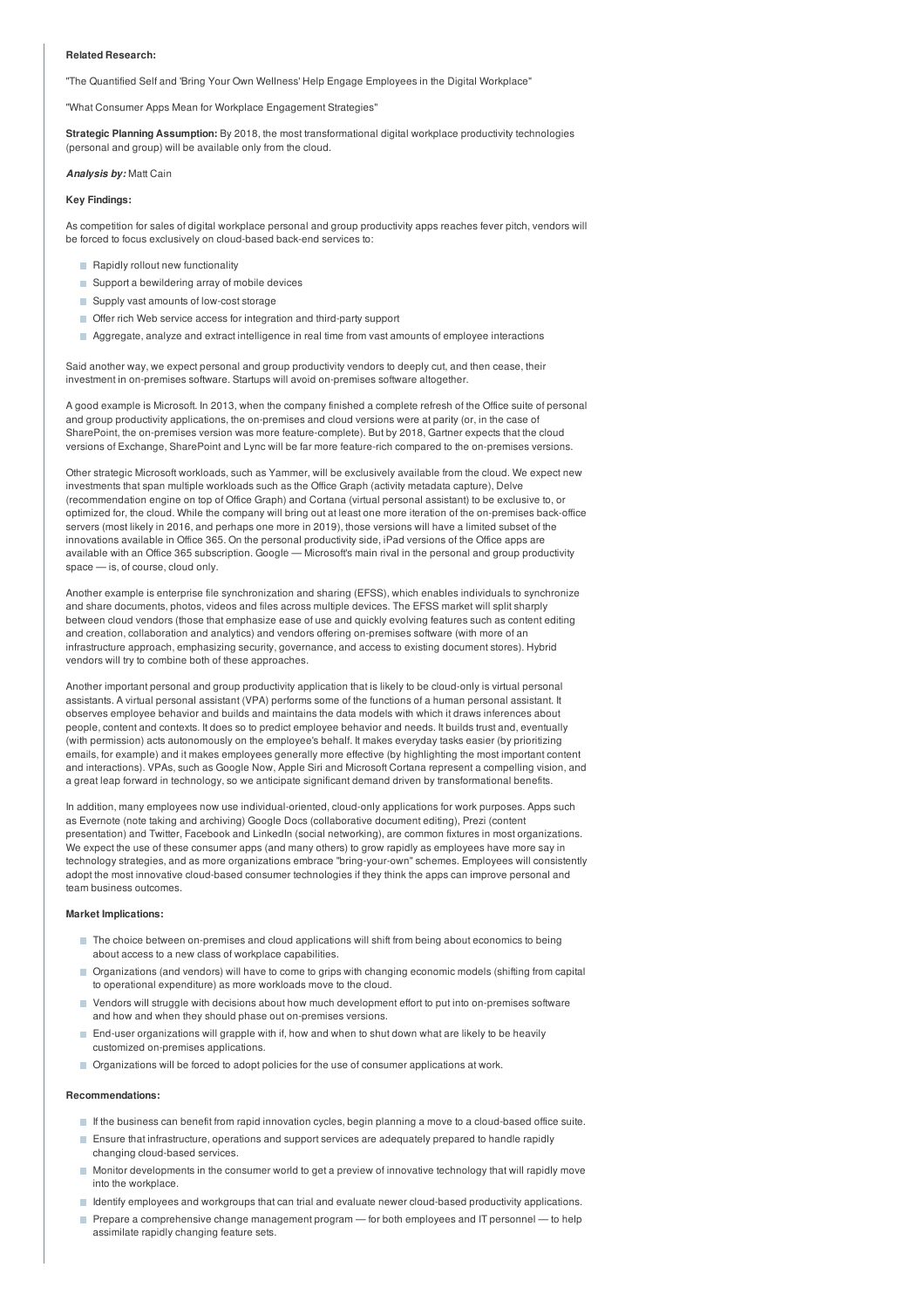**Related Research:**

"The Quantified Self and 'Bring Your Own Wellness' Help Engage Employees in the Digital Workplace"

"What Consumer Apps Mean for Workplace Engagement Strategies"

**Strategic Planning Assumption:** By 2018, the most transformational digital workplace productivity technologies (personal and group) will be available only from the cloud.

***Analysis by:*** Matt Cain

**Key Findings:**

As competition for sales of digital workplace personal and group productivity apps reaches fever pitch, vendors will be forced to focus exclusively on cloud-based back-end services to:

- Rapidly rollout new functionality
- Support a bewildering array of mobile devices
- Supply vast amounts of low-cost storage
- Offer rich Web service access for integration and third-party support
- Aggregate, analyze and extract intelligence in real time from vast amounts of employee interactions

Said another way, we expect personal and group productivity vendors to deeply cut, and then cease, their investment in on-premises software. Startups will avoid on-premises software altogether.

A good example is Microsoft. In 2013, when the company finished a complete refresh of the Office suite of personal and group productivity applications, the on-premises and cloud versions were at parity (or, in the case of SharePoint, the on-premises version was more feature-complete). But by 2018, Gartner expects that the cloud versions of Exchange, SharePoint and Lync will be far more feature-rich compared to the on-premises versions.

Other strategic Microsoft workloads, such as Yammer, will be exclusively available from the cloud. We expect new investments that span multiple workloads such as the Office Graph (activity metadata capture), Delve (recommendation engine on top of Office Graph) and Cortana (virtual personal assistant) to be exclusive to, or optimized for, the cloud. While the company will bring out at least one more iteration of the on-premises back-office servers (most likely in 2016, and perhaps one more in 2019), those versions will have a limited subset of the innovations available in Office 365. On the personal productivity side, iPad versions of the Office apps are available with an Office 365 subscription. Google — Microsoft's main rival in the personal and group productivity space — is, of course, cloud only.

Another example is enterprise file synchronization and sharing (EFSS), which enables individuals to synchronize and share documents, photos, videos and files across multiple devices. The EFSS market will split sharply between cloud vendors (those that emphasize ease of use and quickly evolving features such as content editing and creation, collaboration and analytics) and vendors offering on-premises software (with more of an infrastructure approach, emphasizing security, governance, and access to existing document stores). Hybrid vendors will try to combine both of these approaches.

Another important personal and group productivity application that is likely to be cloud-only is virtual personal assistants. A virtual personal assistant (VPA) performs some of the functions of a human personal assistant. It observes employee behavior and builds and maintains the data models with which it draws inferences about people, content and contexts. It does so to predict employee behavior and needs. It builds trust and, eventually (with permission) acts autonomously on the employee's behalf. It makes everyday tasks easier (by prioritizing emails, for example) and it makes employees generally more effective (by highlighting the most important content and interactions). VPAs, such as Google Now, Apple Siri and Microsoft Cortana represent a compelling vision, and a great leap forward in technology, so we anticipate significant demand driven by transformational benefits.

In addition, many employees now use individual-oriented, cloud-only applications for work purposes. Apps such as Evernote (note taking and archiving) Google Docs (collaborative document editing), Prezi (content presentation) and Twitter, Facebook and LinkedIn (social networking), are common fixtures in most organizations. We expect the use of these consumer apps (and many others) to grow rapidly as employees have more say in technology strategies, and as more organizations embrace "bring-your-own" schemes. Employees will consistently adopt the most innovative cloud-based consumer technologies if they think the apps can improve personal and team business outcomes.

**Market Implications:**

- The choice between on-premises and cloud applications will shift from being about economics to being about access to a new class of workplace capabilities.
- Organizations (and vendors) will have to come to grips with changing economic models (shifting from capital to operational expenditure) as more workloads move to the cloud.
- Vendors will struggle with decisions about how much development effort to put into on-premises software and how and when they should phase out on-premises versions.
- End-user organizations will grapple with if, how and when to shut down what are likely to be heavily customized on-premises applications.
- Organizations will be forced to adopt policies for the use of consumer applications at work.

**Recommendations:**

- If the business can benefit from rapid innovation cycles, begin planning a move to a cloud-based office suite.
- Ensure that infrastructure, operations and support services are adequately prepared to handle rapidly changing cloud-based services.
- Monitor developments in the consumer world to get a preview of innovative technology that will rapidly move into the workplace.
- Identify employees and workgroups that can trial and evaluate newer cloud-based productivity applications.
- Prepare a comprehensive change management program — for both employees and IT personnel — to help assimilate rapidly changing feature sets.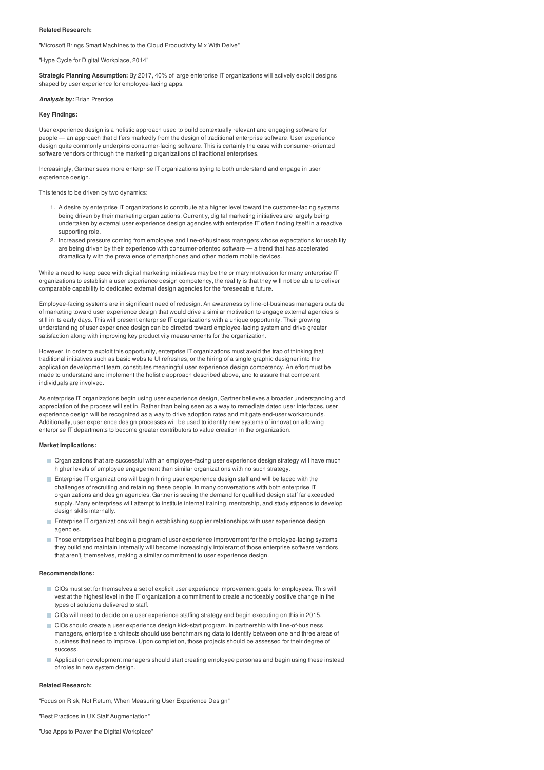**Related Research:**

"Microsoft Brings Smart Machines to the Cloud Productivity Mix With Delve"

"Hype Cycle for Digital Workplace, 2014"

**Strategic Planning Assumption:** By 2017, 40% of large enterprise IT organizations will actively exploit designs shaped by user experience for employee-facing apps.

***Analysis by:*** Brian Prentice

**Key Findings:**

User experience design is a holistic approach used to build contextually relevant and engaging software for people — an approach that differs markedly from the design of traditional enterprise software. User experience design quite commonly underpins consumer-facing software. This is certainly the case with consumer-oriented software vendors or through the marketing organizations of traditional enterprises.

Increasingly, Gartner sees more enterprise IT organizations trying to both understand and engage in user experience design.

This tends to be driven by two dynamics:

1. A desire by enterprise IT organizations to contribute at a higher level toward the customer-facing systems being driven by their marketing organizations. Currently, digital marketing initiatives are largely being undertaken by external user experience design agencies with enterprise IT often finding itself in a reactive supporting role.
2. Increased pressure coming from employee and line-of-business managers whose expectations for usability are being driven by their experience with consumer-oriented software — a trend that has accelerated dramatically with the prevalence of smartphones and other modern mobile devices.

While a need to keep pace with digital marketing initiatives may be the primary motivation for many enterprise IT organizations to establish a user experience design competency, the reality is that they will not be able to deliver comparable capability to dedicated external design agencies for the foreseeable future.

Employee-facing systems are in significant need of redesign. An awareness by line-of-business managers outside of marketing toward user experience design that would drive a similar motivation to engage external agencies is still in its early days. This will present enterprise IT organizations with a unique opportunity. Their growing understanding of user experience design can be directed toward employee-facing system and drive greater satisfaction along with improving key productivity measurements for the organization.

However, in order to exploit this opportunity, enterprise IT organizations must avoid the trap of thinking that traditional initiatives such as basic website UI refreshes, or the hiring of a single graphic designer into the application development team, constitutes meaningful user experience design competency. An effort must be made to understand and implement the holistic approach described above, and to assure that competent individuals are involved.

As enterprise IT organizations begin using user experience design, Gartner believes a broader understanding and appreciation of the process will set in. Rather than being seen as a way to remediate dated user interfaces, user experience design will be recognized as a way to drive adoption rates and mitigate end-user workarounds. Additionally, user experience design processes will be used to identify new systems of innovation allowing enterprise IT departments to become greater contributors to value creation in the organization.

**Market Implications:**

- Organizations that are successful with an employee-facing user experience design strategy will have much higher levels of employee engagement than similar organizations with no such strategy.
- Enterprise IT organizations will begin hiring user experience design staff and will be faced with the challenges of recruiting and retaining these people. In many conversations with both enterprise IT organizations and design agencies, Gartner is seeing the demand for qualified design staff far exceeded supply. Many enterprises will attempt to institute internal training, mentorship, and study stipends to develop design skills internally.
- Enterprise IT organizations will begin establishing supplier relationships with user experience design agencies.
- Those enterprises that begin a program of user experience improvement for the employee-facing systems they build and maintain internally will become increasingly intolerant of those enterprise software vendors that aren't, themselves, making a similar commitment to user experience design.

**Recommendations:**

- CIOs must set for themselves a set of explicit user experience improvement goals for employees. This will vest at the highest level in the IT organization a commitment to create a noticeably positive change in the types of solutions delivered to staff.
- CIOs will need to decide on a user experience staffing strategy and begin executing on this in 2015.
- CIOs should create a user experience design kick-start program. In partnership with line-of-business managers, enterprise architects should use benchmarking data to identify between one and three areas of business that need to improve. Upon completion, those projects should be assessed for their degree of success.
- Application development managers should start creating employee personas and begin using these instead of roles in new system design.

**Related Research:**

"Focus on Risk, Not Return, When Measuring User Experience Design"

"Best Practices in UX Staff Augmentation"

"Use Apps to Power the Digital Workplace"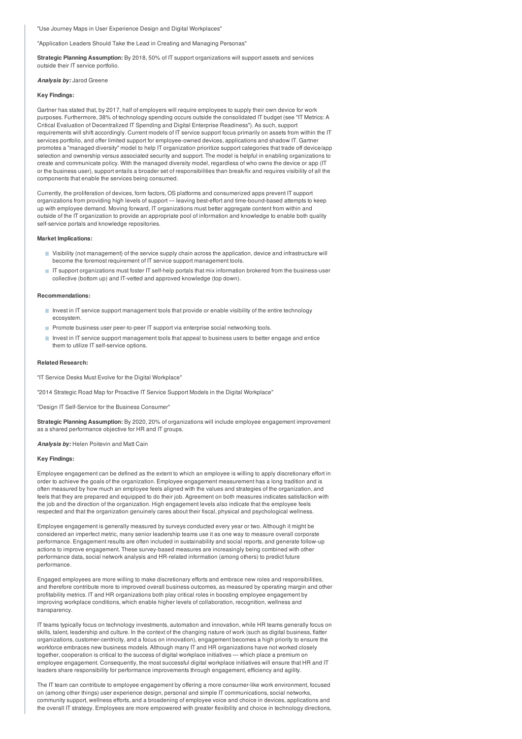"Use Journey Maps in User Experience Design and Digital Workplaces"

"Application Leaders Should Take the Lead in Creating and Managing Personas"

**Strategic Planning Assumption:** By 2018, 50% of IT support organizations will support assets and services outside their IT service portfolio.

***Analysis by:*** Jarod Greene

**Key Findings:**

Gartner has stated that, by 2017, half of employers will require employees to supply their own device for work purposes. Furthermore, 38% of technology spending occurs outside the consolidated IT budget (see "IT Metrics: A Critical Evaluation of Decentralized IT Spending and Digital Enterprise Readiness"). As such, support requirements will shift accordingly. Current models of IT service support focus primarily on assets from within the IT services portfolio, and offer limited support for employee-owned devices, applications and shadow IT. Gartner promotes a "managed diversity" model to help IT organization prioritize support categories that trade off device/app selection and ownership versus associated security and support. The model is helpful in enabling organizations to create and communicate policy. With the managed diversity model, regardless of who owns the device or app (IT or the business user), support entails a broader set of responsibilities than break/fix and requires visibility of all the components that enable the services being consumed.

Currently, the proliferation of devices, form factors, OS platforms and consumerized apps prevent IT support organizations from providing high levels of support — leaving best-effort and time-bound-based attempts to keep up with employee demand. Moving forward, IT organizations must better aggregate content from within and outside of the IT organization to provide an appropriate pool of information and knowledge to enable both quality self-service portals and knowledge repositories.

**Market Implications:**

- Visibility (not management) of the service supply chain across the application, device and infrastructure will become the foremost requirement of IT service support management tools.
- IT support organizations must foster IT self-help portals that mix information brokered from the business-user collective (bottom up) and IT-vetted and approved knowledge (top down).

**Recommendations:**

- Invest in IT service support management tools that provide or enable visibility of the entire technology ecosystem.
- Promote business user peer-to-peer IT support via enterprise social networking tools.
- Invest in IT service support management tools that appeal to business users to better engage and entice them to utilize IT self-service options.

**Related Research:**

"IT Service Desks Must Evolve for the Digital Workplace"

"2014 Strategic Road Map for Proactive IT Service Support Models in the Digital Workplace"

"Design IT Self-Service for the Business Consumer"

**Strategic Planning Assumption:** By 2020, 20% of organizations will include employee engagement improvement as a shared performance objective for HR and IT groups.

***Analysis by:*** Helen Poitevin and Matt Cain

**Key Findings:**

Employee engagement can be defined as the extent to which an employee is willing to apply discretionary effort in order to achieve the goals of the organization. Employee engagement measurement has a long tradition and is often measured by how much an employee feels aligned with the values and strategies of the organization, and feels that they are prepared and equipped to do their job. Agreement on both measures indicates satisfaction with the job and the direction of the organization. High engagement levels also indicate that the employee feels respected and that the organization genuinely cares about their fiscal, physical and psychological wellness.

Employee engagement is generally measured by surveys conducted every year or two. Although it might be considered an imperfect metric, many senior leadership teams use it as one way to measure overall corporate performance. Engagement results are often included in sustainability and social reports, and generate follow-up actions to improve engagement. These survey-based measures are increasingly being combined with other performance data, social network analysis and HR-related information (among others) to predict future performance.

Engaged employees are more willing to make discretionary efforts and embrace new roles and responsibilities, and therefore contribute more to improved overall business outcomes, as measured by operating margin and other profitability metrics. IT and HR organizations both play critical roles in boosting employee engagement by improving workplace conditions, which enable higher levels of collaboration, recognition, wellness and transparency.

IT teams typically focus on technology investments, automation and innovation, while HR teams generally focus on skills, talent, leadership and culture. In the context of the changing nature of work (such as digital business, flatter organizations, customer-centricity, and a focus on innovation), engagement becomes a high priority to ensure the workforce embraces new business models. Although many IT and HR organizations have not worked closely together, cooperation is critical to the success of digital workplace initiatives — which place a premium on employee engagement. Consequently, the most successful digital workplace initiatives will ensure that HR and IT leaders share responsibility for performance improvements through engagement, efficiency and agility.

The IT team can contribute to employee engagement by offering a more consumer-like work environment, focused on (among other things) user experience design, personal and simple IT communications, social networks, community support, wellness efforts, and a broadening of employee voice and choice in devices, applications and the overall IT strategy. Employees are more empowered with greater flexibility and choice in technology directions,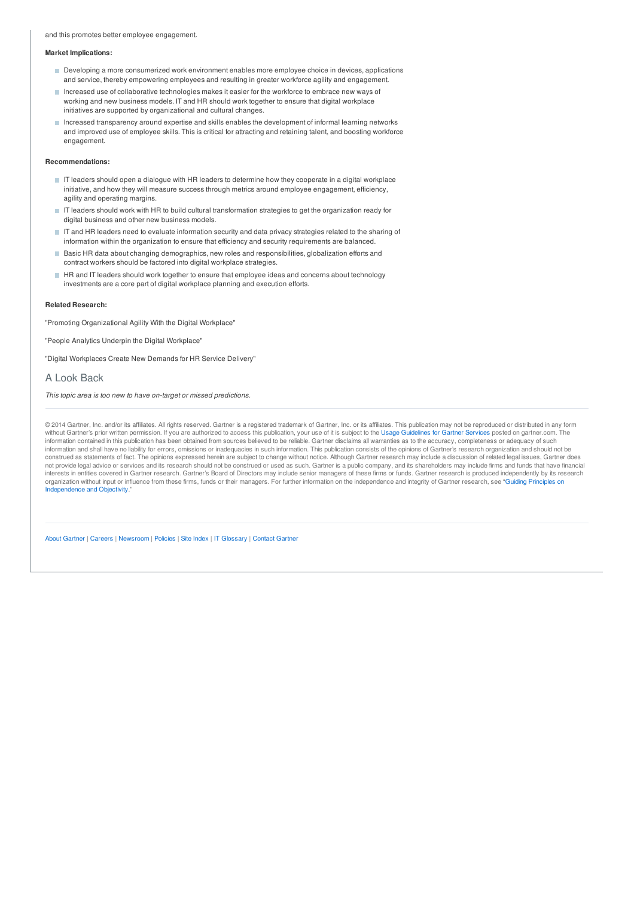and this promotes better employee engagement.

**Market Implications:**

- Developing a more consumerized work environment enables more employee choice in devices, applications and service, thereby empowering employees and resulting in greater workforce agility and engagement.
- Increased use of collaborative technologies makes it easier for the workforce to embrace new ways of working and new business models. IT and HR should work together to ensure that digital workplace initiatives are supported by organizational and cultural changes.
- Increased transparency around expertise and skills enables the development of informal learning networks and improved use of employee skills. This is critical for attracting and retaining talent, and boosting workforce engagement.

**Recommendations:**

- IT leaders should open a dialogue with HR leaders to determine how they cooperate in a digital workplace initiative, and how they will measure success through metrics around employee engagement, efficiency, agility and operating margins.
- IT leaders should work with HR to build cultural transformation strategies to get the organization ready for digital business and other new business models.
- IT and HR leaders need to evaluate information security and data privacy strategies related to the sharing of information within the organization to ensure that efficiency and security requirements are balanced.
- Basic HR data about changing demographics, new roles and responsibilities, globalization efforts and contract workers should be factored into digital workplace strategies.
- HR and IT leaders should work together to ensure that employee ideas and concerns about technology investments are a core part of digital workplace planning and execution efforts.

**Related Research:**

"Promoting Organizational Agility With the Digital Workplace"

"People Analytics Underpin the Digital Workplace"

"Digital Workplaces Create New Demands for HR Service Delivery"

## A Look Back

*This topic area is too new to have on-target or missed predictions.*

© 2014 Gartner, Inc. and/or its affiliates. All rights reserved. Gartner is a registered trademark of Gartner, Inc. or its affiliates. This publication may not be reproduced or distributed in any form without Gartner's prior written permission. If you are authorized to access this publication, your use of it is subject to the Usage Guidelines for Gartner Services posted on gartner.com. The information contained in this publication has been obtained from sources believed to be reliable. Gartner disclaims all warranties as to the accuracy, completeness or adequacy of such information and shall have no liability for errors, omissions or inadequacies in such information. This publication consists of the opinions of Gartner's research organization and should not be construed as statements of fact. The opinions expressed herein are subject to change without notice. Although Gartner research may include a discussion of related legal issues, Gartner does not provide legal advice or services and its research should not be construed or used as such. Gartner is a public company, and its shareholders may include firms and funds that have financial interests in entities covered in Gartner research. Gartner's Board of Directors may include senior managers of these firms or funds. Gartner research is produced independently by its research organization without input or influence from these firms, funds or their managers. For further information on the independence and integrity of Gartner research, see "Guiding Principles on Independence and Objectivity."

About Gartner | Careers | Newsroom | Policies | Site Index | IT Glossary | Contact Gartner